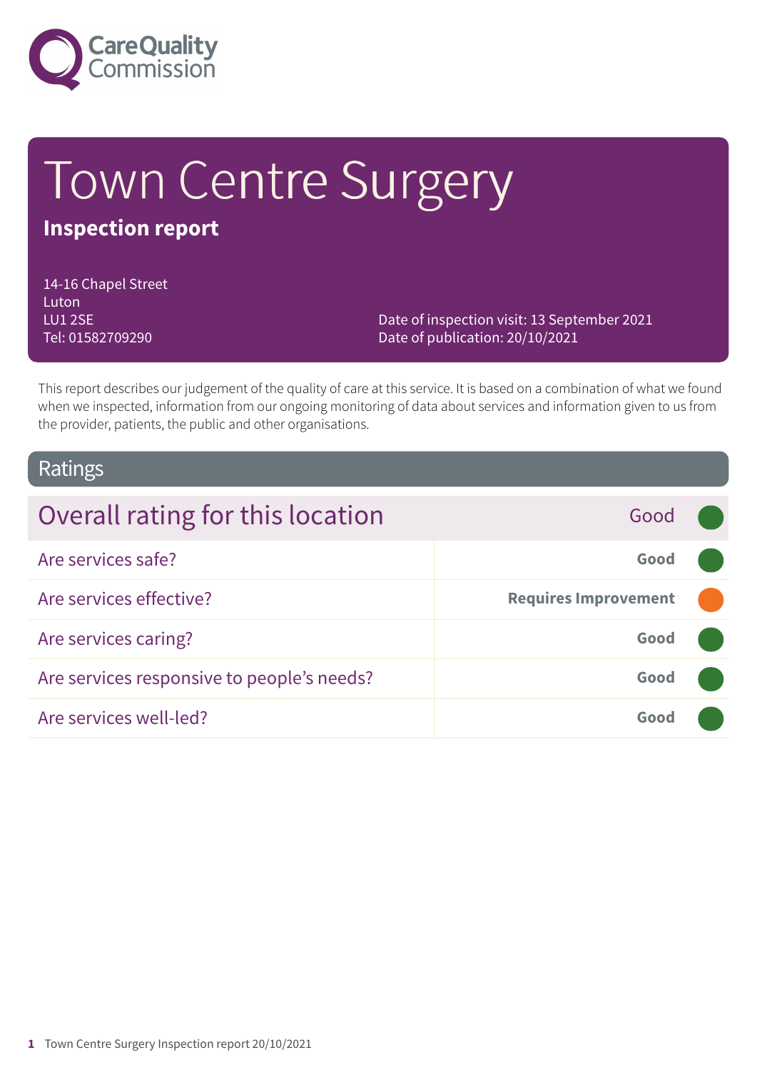Care Quality Commission

# Town Centre Surgery

## Inspection report

14-16 Chapel Street
Luton
LU1 2SE
Tel: 01582709290

Date of inspection visit: 13 September 2021
Date of publication: 20/10/2021

This report describes our judgement of the quality of care at this service. It is based on a combination of what we found when we inspected, information from our ongoing monitoring of data about services and information given to us from the provider, patients, the public and other organisations.

## Ratings

| Overall rating for this location | Good |
| --- | --- |
| Are services safe? | **Good** |
| Are services effective? | **Requires Improvement** |
| Are services caring? | **Good** |
| Are services responsive to people's needs? | **Good** |
| Are services well-led? | **Good** |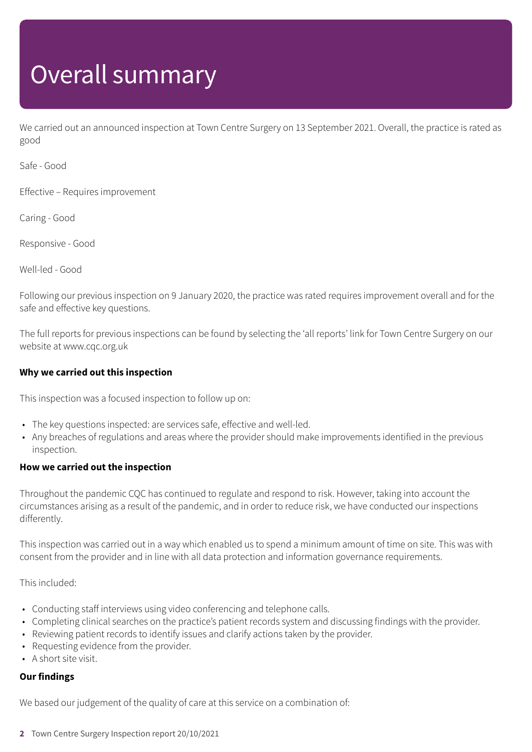# Overall summary

We carried out an announced inspection at Town Centre Surgery on 13 September 2021. Overall, the practice is rated as good

Safe - Good

Effective – Requires improvement

Caring - Good

Responsive - Good

Well-led - Good

Following our previous inspection on 9 January 2020, the practice was rated requires improvement overall and for the safe and effective key questions.

The full reports for previous inspections can be found by selecting the 'all reports' link for Town Centre Surgery on our website at www.cqc.org.uk

**Why we carried out this inspection**

This inspection was a focused inspection to follow up on:

- The key questions inspected: are services safe, effective and well-led.
- Any breaches of regulations and areas where the provider should make improvements identified in the previous inspection.

**How we carried out the inspection**

Throughout the pandemic CQC has continued to regulate and respond to risk. However, taking into account the circumstances arising as a result of the pandemic, and in order to reduce risk, we have conducted our inspections differently.

This inspection was carried out in a way which enabled us to spend a minimum amount of time on site. This was with consent from the provider and in line with all data protection and information governance requirements.

This included:

- Conducting staff interviews using video conferencing and telephone calls.
- Completing clinical searches on the practice's patient records system and discussing findings with the provider.
- Reviewing patient records to identify issues and clarify actions taken by the provider.
- Requesting evidence from the provider.
- A short site visit.

**Our findings**

We based our judgement of the quality of care at this service on a combination of: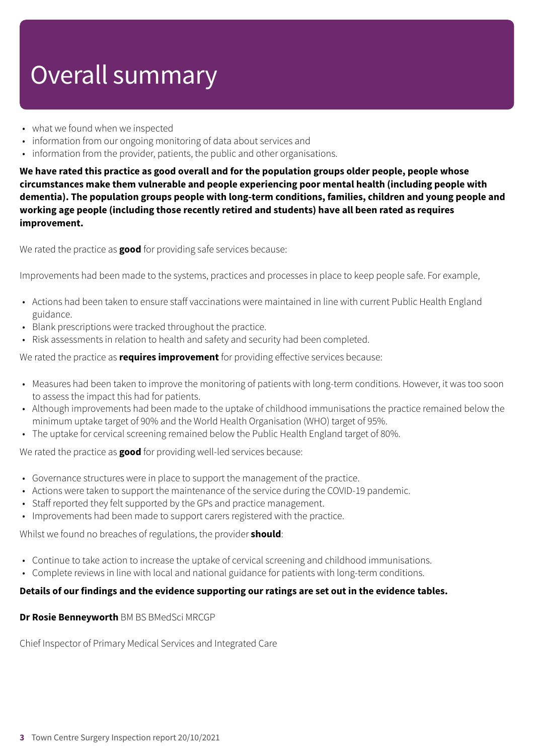# Overall summary

- what we found when we inspected
- information from our ongoing monitoring of data about services and
- information from the provider, patients, the public and other organisations.

**We have rated this practice as good overall and for the population groups older people, people whose circumstances make them vulnerable and people experiencing poor mental health (including people with dementia). The population groups people with long-term conditions, families, children and young people and working age people (including those recently retired and students) have all been rated as requires improvement.**

We rated the practice as **good** for providing safe services because:

Improvements had been made to the systems, practices and processes in place to keep people safe. For example,

- Actions had been taken to ensure staff vaccinations were maintained in line with current Public Health England guidance.
- Blank prescriptions were tracked throughout the practice.
- Risk assessments in relation to health and safety and security had been completed.

We rated the practice as **requires improvement** for providing effective services because:

- Measures had been taken to improve the monitoring of patients with long-term conditions. However, it was too soon to assess the impact this had for patients.
- Although improvements had been made to the uptake of childhood immunisations the practice remained below the minimum uptake target of 90% and the World Health Organisation (WHO) target of 95%.
- The uptake for cervical screening remained below the Public Health England target of 80%.

We rated the practice as **good** for providing well-led services because:

- Governance structures were in place to support the management of the practice.
- Actions were taken to support the maintenance of the service during the COVID-19 pandemic.
- Staff reported they felt supported by the GPs and practice management.
- Improvements had been made to support carers registered with the practice.

Whilst we found no breaches of regulations, the provider **should**:

- Continue to take action to increase the uptake of cervical screening and childhood immunisations.
- Complete reviews in line with local and national guidance for patients with long-term conditions.

**Details of our findings and the evidence supporting our ratings are set out in the evidence tables.**

**Dr Rosie Benneyworth** BM BS BMedSci MRCGP

Chief Inspector of Primary Medical Services and Integrated Care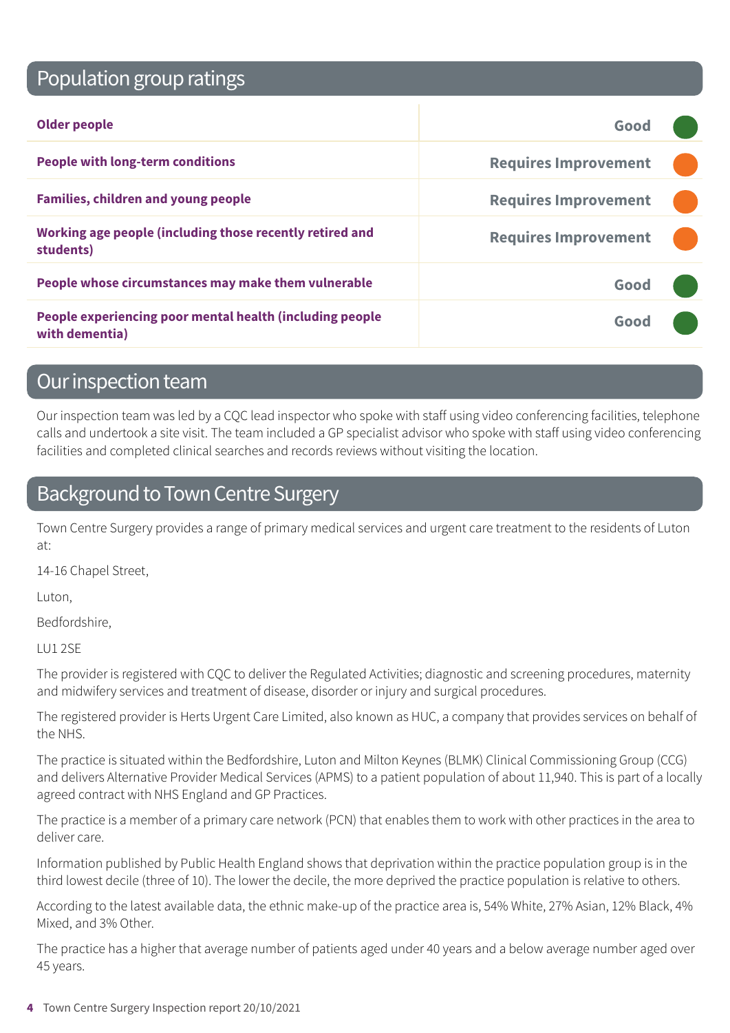## Population group ratings

| | |
|---|---|
| **Older people** | Good |
| **People with long-term conditions** | Requires Improvement |
| **Families, children and young people** | Requires Improvement |
| **Working age people (including those recently retired and students)** | Requires Improvement |
| **People whose circumstances may make them vulnerable** | Good |
| **People experiencing poor mental health (including people with dementia)** | Good |

## Our inspection team

Our inspection team was led by a CQC lead inspector who spoke with staff using video conferencing facilities, telephone calls and undertook a site visit. The team included a GP specialist advisor who spoke with staff using video conferencing facilities and completed clinical searches and records reviews without visiting the location.

## Background to Town Centre Surgery

Town Centre Surgery provides a range of primary medical services and urgent care treatment to the residents of Luton at:

14-16 Chapel Street,

Luton,

Bedfordshire,

LU1 2SE

The provider is registered with CQC to deliver the Regulated Activities; diagnostic and screening procedures, maternity and midwifery services and treatment of disease, disorder or injury and surgical procedures.

The registered provider is Herts Urgent Care Limited, also known as HUC, a company that provides services on behalf of the NHS.

The practice is situated within the Bedfordshire, Luton and Milton Keynes (BLMK) Clinical Commissioning Group (CCG) and delivers Alternative Provider Medical Services (APMS) to a patient population of about 11,940. This is part of a locally agreed contract with NHS England and GP Practices.

The practice is a member of a primary care network (PCN) that enables them to work with other practices in the area to deliver care.

Information published by Public Health England shows that deprivation within the practice population group is in the third lowest decile (three of 10). The lower the decile, the more deprived the practice population is relative to others.

According to the latest available data, the ethnic make-up of the practice area is, 54% White, 27% Asian, 12% Black, 4% Mixed, and 3% Other.

The practice has a higher that average number of patients aged under 40 years and a below average number aged over 45 years.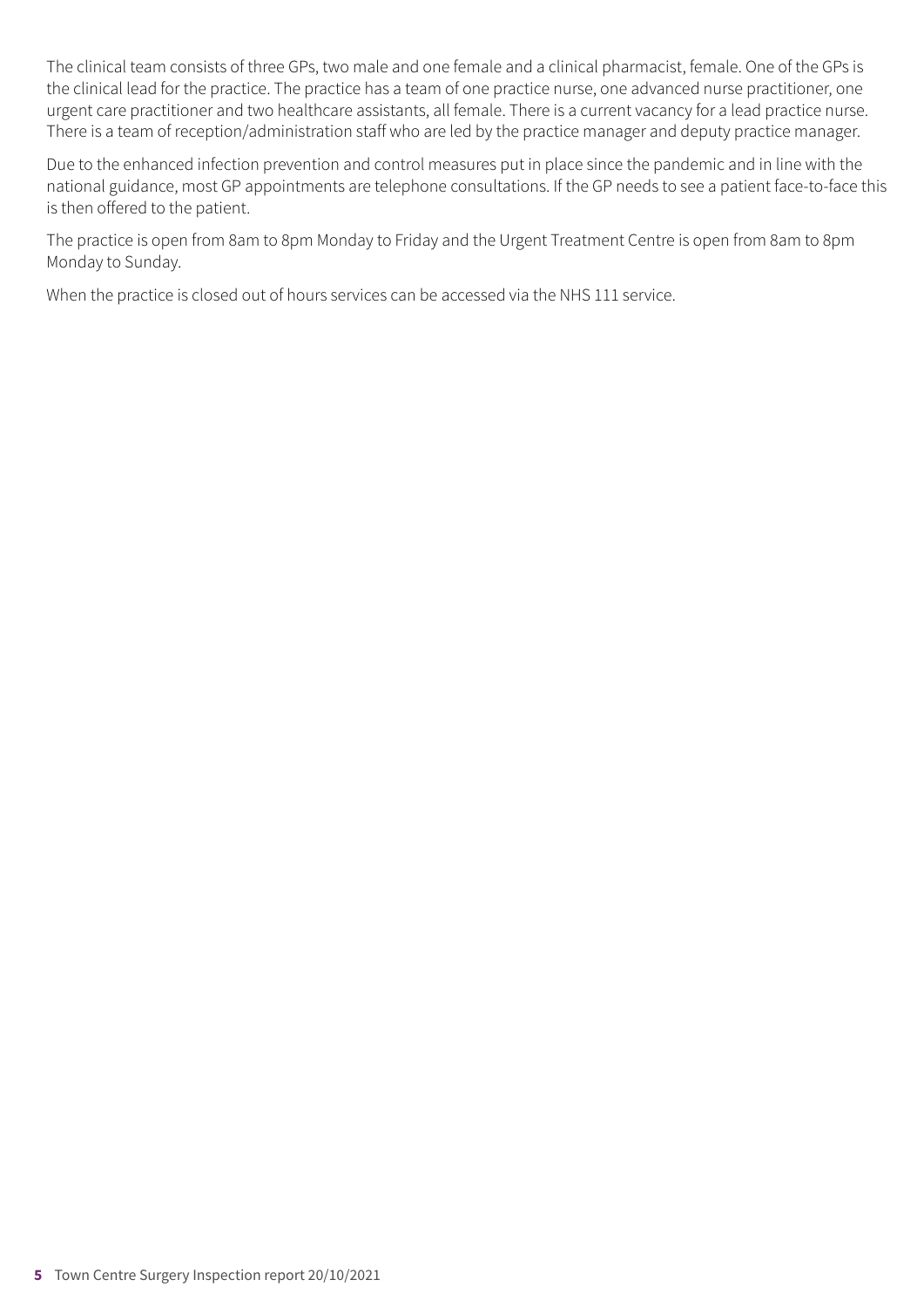The clinical team consists of three GPs, two male and one female and a clinical pharmacist, female. One of the GPs is the clinical lead for the practice. The practice has a team of one practice nurse, one advanced nurse practitioner, one urgent care practitioner and two healthcare assistants, all female. There is a current vacancy for a lead practice nurse. There is a team of reception/administration staff who are led by the practice manager and deputy practice manager.

Due to the enhanced infection prevention and control measures put in place since the pandemic and in line with the national guidance, most GP appointments are telephone consultations. If the GP needs to see a patient face-to-face this is then offered to the patient.

The practice is open from 8am to 8pm Monday to Friday and the Urgent Treatment Centre is open from 8am to 8pm Monday to Sunday.

When the practice is closed out of hours services can be accessed via the NHS 111 service.